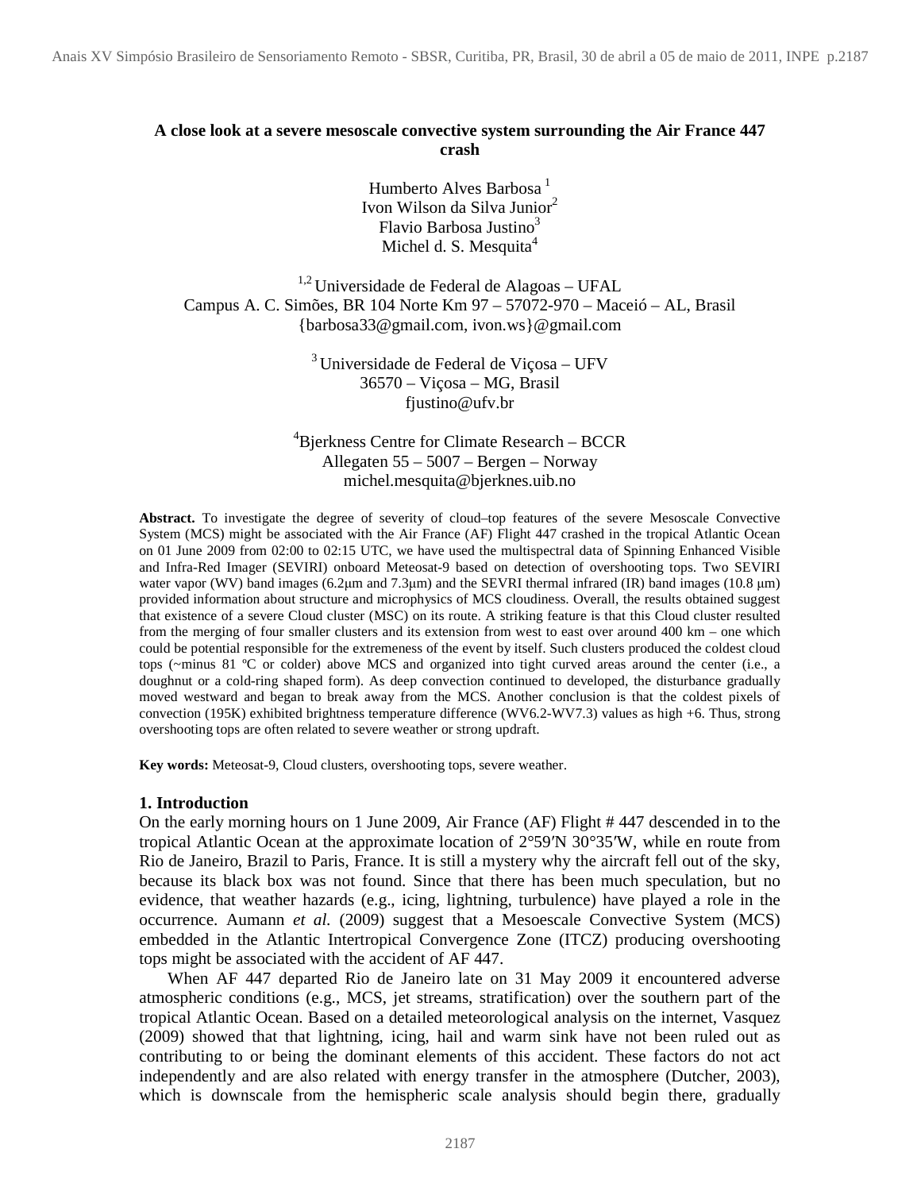# A close look at a severe mesoscale convective system surrounding the Air France 447 crash

Humberto Alves Barbosa [1]
Ivon Wilson da Silva Junior[2]
Flavio Barbosa Justino[3]
Michel d. S. Mesquita[4]

[1,2] Universidade de Federal de Alagoas – UFAL
Campus A. C. Simões, BR 104 Norte Km 97 – 57072-970 – Maceió – AL, Brasil
{barbosa33@gmail.com, ivon.ws}@gmail.com

[3] Universidade de Federal de Viçosa – UFV
36570 – Viçosa – MG, Brasil
fjustino@ufv.br

[4]Bjerkness Centre for Climate Research – BCCR
Allegaten 55 – 5007 – Bergen – Norway
michel.mesquita@bjerknes.uib.no

**Abstract.** To investigate the degree of severity of cloud–top features of the severe Mesoscale Convective System (MCS) might be associated with the Air France (AF) Flight 447 crashed in the tropical Atlantic Ocean on 01 June 2009 from 02:00 to 02:15 UTC, we have used the multispectral data of Spinning Enhanced Visible and Infra-Red Imager (SEVIRI) onboard Meteosat-9 based on detection of overshooting tops. Two SEVIRI water vapor (WV) band images (6.2μm and 7.3μm) and the SEVRI thermal infrared (IR) band images (10.8 μm) provided information about structure and microphysics of MCS cloudiness. Overall, the results obtained suggest that existence of a severe Cloud cluster (MSC) on its route. A striking feature is that this Cloud cluster resulted from the merging of four smaller clusters and its extension from west to east over around 400 km – one which could be potential responsible for the extremeness of the event by itself. Such clusters produced the coldest cloud tops (~minus 81 ºC or colder) above MCS and organized into tight curved areas around the center (i.e., a doughnut or a cold-ring shaped form). As deep convection continued to developed, the disturbance gradually moved westward and began to break away from the MCS. Another conclusion is that the coldest pixels of convection (195K) exhibited brightness temperature difference (WV6.2-WV7.3) values as high +6. Thus, strong overshooting tops are often related to severe weather or strong updraft.

**Key words:** Meteosat-9, Cloud clusters, overshooting tops, severe weather.

## 1. Introduction

On the early morning hours on 1 June 2009, Air France (AF) Flight # 447 descended in to the tropical Atlantic Ocean at the approximate location of 2°59′N 30°35′W, while en route from Rio de Janeiro, Brazil to Paris, France. It is still a mystery why the aircraft fell out of the sky, because its black box was not found. Since that there has been much speculation, but no evidence, that weather hazards (e.g., icing, lightning, turbulence) have played a role in the occurrence. Aumann *et al.* (2009) suggest that a Mesoescale Convective System (MCS) embedded in the Atlantic Intertropical Convergence Zone (ITCZ) producing overshooting tops might be associated with the accident of AF 447.

When AF 447 departed Rio de Janeiro late on 31 May 2009 it encountered adverse atmospheric conditions (e.g., MCS, jet streams, stratification) over the southern part of the tropical Atlantic Ocean. Based on a detailed meteorological analysis on the internet, Vasquez (2009) showed that that lightning, icing, hail and warm sink have not been ruled out as contributing to or being the dominant elements of this accident. These factors do not act independently and are also related with energy transfer in the atmosphere (Dutcher, 2003), which is downscale from the hemispheric scale analysis should begin there, gradually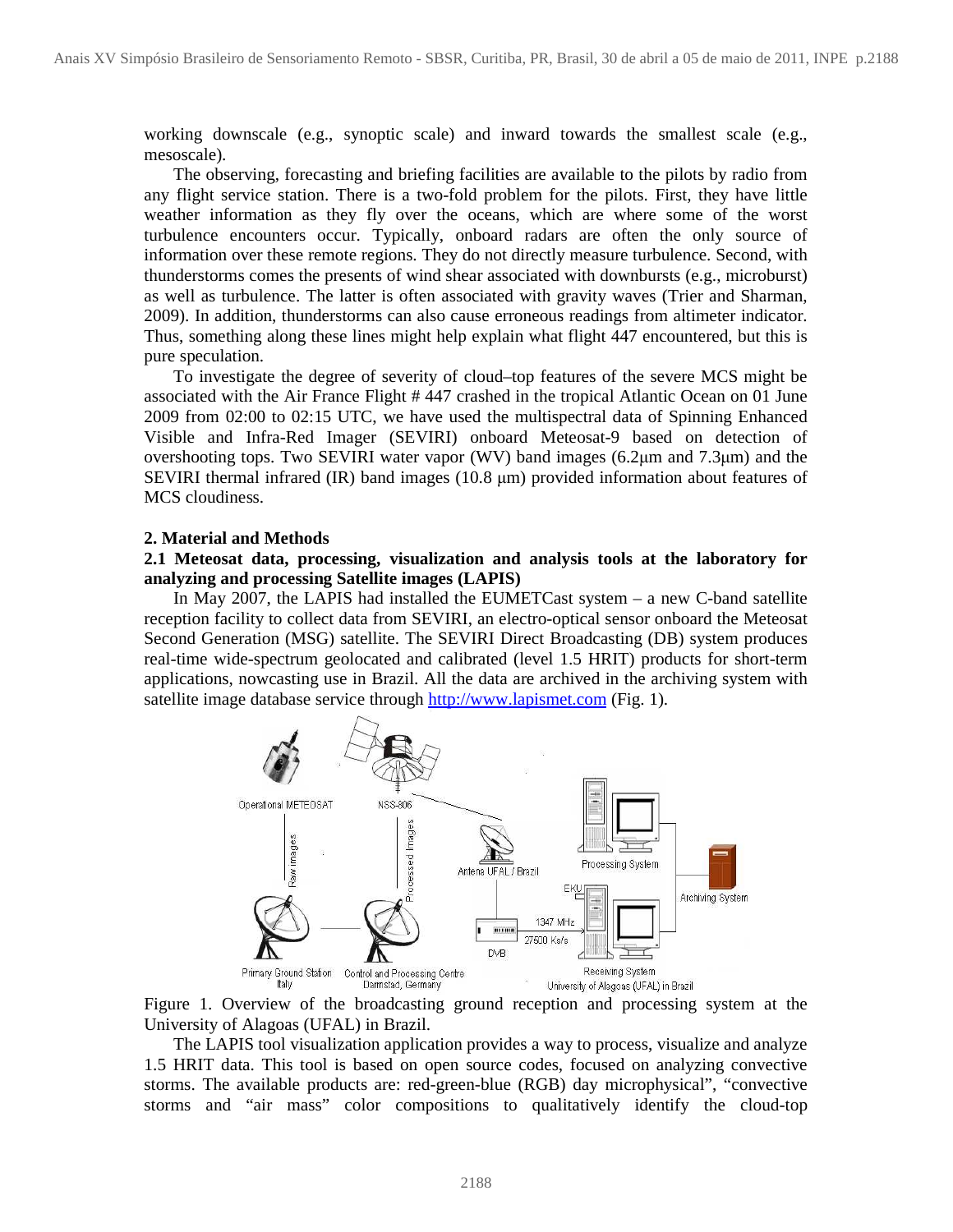working downscale (e.g., synoptic scale) and inward towards the smallest scale (e.g., mesoscale).

The observing, forecasting and briefing facilities are available to the pilots by radio from any flight service station. There is a two-fold problem for the pilots. First, they have little weather information as they fly over the oceans, which are where some of the worst turbulence encounters occur. Typically, onboard radars are often the only source of information over these remote regions. They do not directly measure turbulence. Second, with thunderstorms comes the presents of wind shear associated with downbursts (e.g., microburst) as well as turbulence. The latter is often associated with gravity waves (Trier and Sharman, 2009). In addition, thunderstorms can also cause erroneous readings from altimeter indicator. Thus, something along these lines might help explain what flight 447 encountered, but this is pure speculation.

To investigate the degree of severity of cloud–top features of the severe MCS might be associated with the Air France Flight # 447 crashed in the tropical Atlantic Ocean on 01 June 2009 from 02:00 to 02:15 UTC, we have used the multispectral data of Spinning Enhanced Visible and Infra-Red Imager (SEVIRI) onboard Meteosat-9 based on detection of overshooting tops. Two SEVIRI water vapor (WV) band images (6.2μm and 7.3μm) and the SEVIRI thermal infrared (IR) band images (10.8 μm) provided information about features of MCS cloudiness.

## 2. Material and Methods

### 2.1 Meteosat data, processing, visualization and analysis tools at the laboratory for analyzing and processing Satellite images (LAPIS)

In May 2007, the LAPIS had installed the EUMETCast system – a new C-band satellite reception facility to collect data from SEVIRI, an electro-optical sensor onboard the Meteosat Second Generation (MSG) satellite. The SEVIRI Direct Broadcasting (DB) system produces real-time wide-spectrum geolocated and calibrated (level 1.5 HRIT) products for short-term applications, nowcasting use in Brazil. All the data are archived in the archiving system with satellite image database service through http://www.lapismet.com (Fig. 1).

Figure 1. Overview of the broadcasting ground reception and processing system at the University of Alagoas (UFAL) in Brazil.

The LAPIS tool visualization application provides a way to process, visualize and analyze 1.5 HRIT data. This tool is based on open source codes, focused on analyzing convective storms. The available products are: red-green-blue (RGB) day microphysical", "convective storms and "air mass" color compositions to qualitatively identify the cloud-top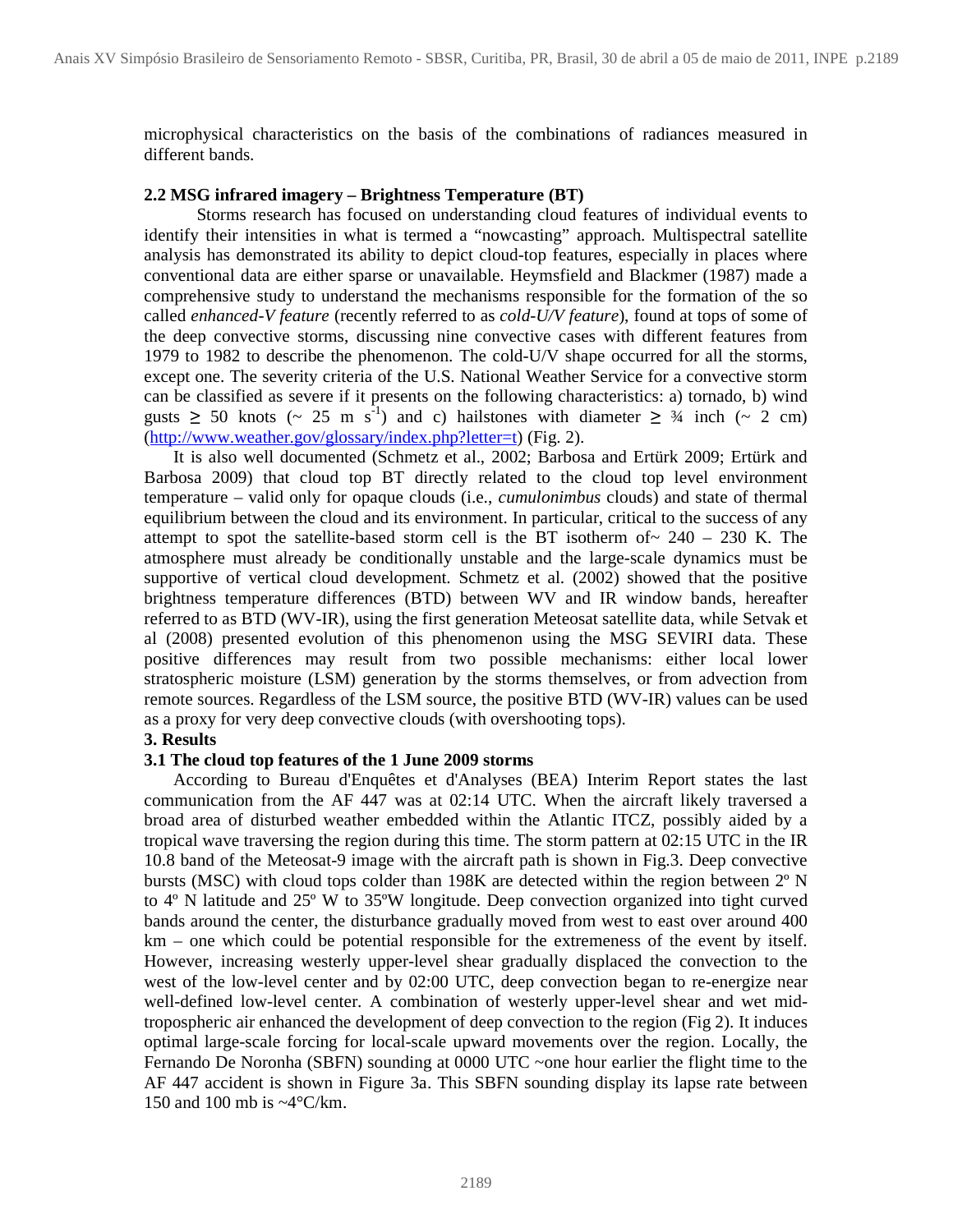microphysical characteristics on the basis of the combinations of radiances measured in different bands.

### 2.2 MSG infrared imagery – Brightness Temperature (BT)

Storms research has focused on understanding cloud features of individual events to identify their intensities in what is termed a "nowcasting" approach. Multispectral satellite analysis has demonstrated its ability to depict cloud-top features, especially in places where conventional data are either sparse or unavailable. Heymsfield and Blackmer (1987) made a comprehensive study to understand the mechanisms responsible for the formation of the so called *enhanced-V feature* (recently referred to as *cold-U/V feature*), found at tops of some of the deep convective storms, discussing nine convective cases with different features from 1979 to 1982 to describe the phenomenon. The cold-U/V shape occurred for all the storms, except one. The severity criteria of the U.S. National Weather Service for a convective storm can be classified as severe if it presents on the following characteristics: a) tornado, b) wind gusts ≥ 50 knots (~ 25 m $s^{-1}$) and c) hailstones with diameter ≥ ¾ inch (~ 2 cm) (http://www.weather.gov/glossary/index.php?letter=t) (Fig. 2).

It is also well documented (Schmetz et al., 2002; Barbosa and Ertürk 2009; Ertürk and Barbosa 2009) that cloud top BT directly related to the cloud top level environment temperature – valid only for opaque clouds (i.e., *cumulonimbus* clouds) and state of thermal equilibrium between the cloud and its environment. In particular, critical to the success of any attempt to spot the satellite-based storm cell is the BT isotherm of~ 240 – 230 K. The atmosphere must already be conditionally unstable and the large-scale dynamics must be supportive of vertical cloud development. Schmetz et al. (2002) showed that the positive brightness temperature differences (BTD) between WV and IR window bands, hereafter referred to as BTD (WV-IR), using the first generation Meteosat satellite data, while Setvak et al (2008) presented evolution of this phenomenon using the MSG SEVIRI data. These positive differences may result from two possible mechanisms: either local lower stratospheric moisture (LSM) generation by the storms themselves, or from advection from remote sources. Regardless of the LSM source, the positive BTD (WV-IR) values can be used as a proxy for very deep convective clouds (with overshooting tops).

## 3. Results

### 3.1 The cloud top features of the 1 June 2009 storms

According to Bureau d'Enquêtes et d'Analyses (BEA) Interim Report states the last communication from the AF 447 was at 02:14 UTC. When the aircraft likely traversed a broad area of disturbed weather embedded within the Atlantic ITCZ, possibly aided by a tropical wave traversing the region during this time. The storm pattern at 02:15 UTC in the IR 10.8 band of the Meteosat-9 image with the aircraft path is shown in Fig.3. Deep convective bursts (MSC) with cloud tops colder than 198K are detected within the region between 2º N to 4º N latitude and 25º W to 35ºW longitude. Deep convection organized into tight curved bands around the center, the disturbance gradually moved from west to east over around 400 km – one which could be potential responsible for the extremeness of the event by itself. However, increasing westerly upper-level shear gradually displaced the convection to the west of the low-level center and by 02:00 UTC, deep convection began to re-energize near well-defined low-level center. A combination of westerly upper-level shear and wet mid-tropospheric air enhanced the development of deep convection to the region (Fig 2). It induces optimal large-scale forcing for local-scale upward movements over the region. Locally, the Fernando De Noronha (SBFN) sounding at 0000 UTC ~one hour earlier the flight time to the AF 447 accident is shown in Figure 3a. This SBFN sounding display its lapse rate between 150 and 100 mb is ~4°C/km.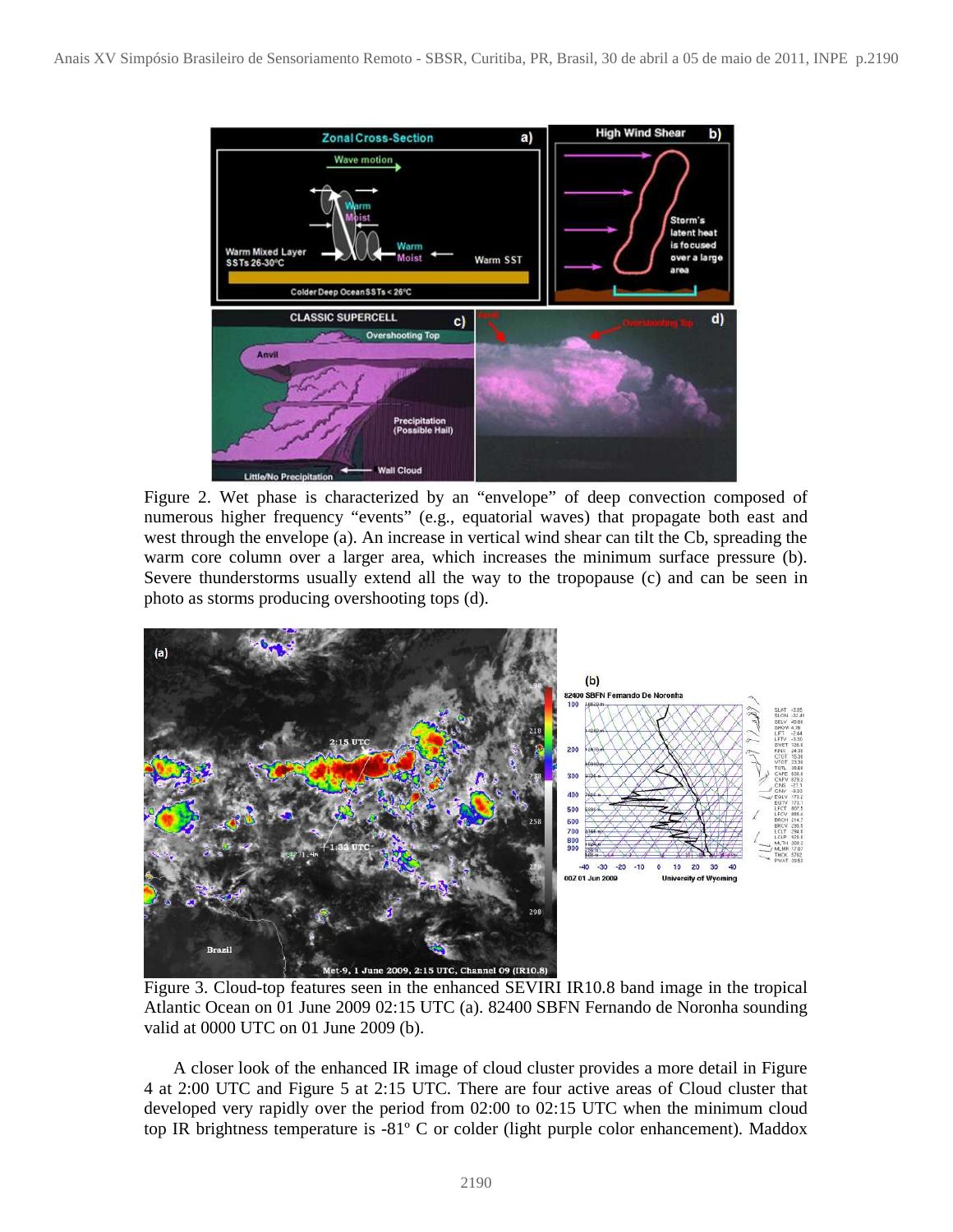Figure 2. Wet phase is characterized by an "envelope" of deep convection composed of numerous higher frequency "events" (e.g., equatorial waves) that propagate both east and west through the envelope (a). An increase in vertical wind shear can tilt the Cb, spreading the warm core column over a larger area, which increases the minimum surface pressure (b). Severe thunderstorms usually extend all the way to the tropopause (c) and can be seen in photo as storms producing overshooting tops (d).

Figure 3. Cloud-top features seen in the enhanced SEVIRI IR10.8 band image in the tropical Atlantic Ocean on 01 June 2009 02:15 UTC (a). 82400 SBFN Fernando de Noronha sounding valid at 0000 UTC on 01 June 2009 (b).

A closer look of the enhanced IR image of cloud cluster provides a more detail in Figure 4 at 2:00 UTC and Figure 5 at 2:15 UTC. There are four active areas of Cloud cluster that developed very rapidly over the period from 02:00 to 02:15 UTC when the minimum cloud top IR brightness temperature is -81º C or colder (light purple color enhancement). Maddox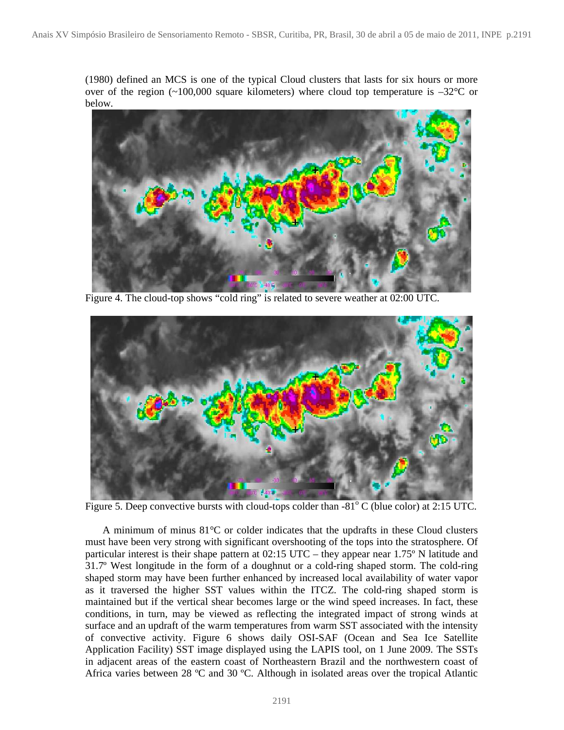(1980) defined an MCS is one of the typical Cloud clusters that lasts for six hours or more over of the region (~100,000 square kilometers) where cloud top temperature is –32°C or below.

Figure 4. The cloud-top shows "cold ring" is related to severe weather at 02:00 UTC.

Figure 5. Deep convective bursts with cloud-tops colder than -81° C (blue color) at 2:15 UTC.

A minimum of minus 81°C or colder indicates that the updrafts in these Cloud clusters must have been very strong with significant overshooting of the tops into the stratosphere. Of particular interest is their shape pattern at 02:15 UTC – they appear near 1.75º N latitude and 31.7º West longitude in the form of a doughnut or a cold-ring shaped storm. The cold-ring shaped storm may have been further enhanced by increased local availability of water vapor as it traversed the higher SST values within the ITCZ. The cold-ring shaped storm is maintained but if the vertical shear becomes large or the wind speed increases. In fact, these conditions, in turn, may be viewed as reflecting the integrated impact of strong winds at surface and an updraft of the warm temperatures from warm SST associated with the intensity of convective activity. Figure 6 shows daily OSI-SAF (Ocean and Sea Ice Satellite Application Facility) SST image displayed using the LAPIS tool, on 1 June 2009. The SSTs in adjacent areas of the eastern coast of Northeastern Brazil and the northwestern coast of Africa varies between 28 ºC and 30 ºC. Although in isolated areas over the tropical Atlantic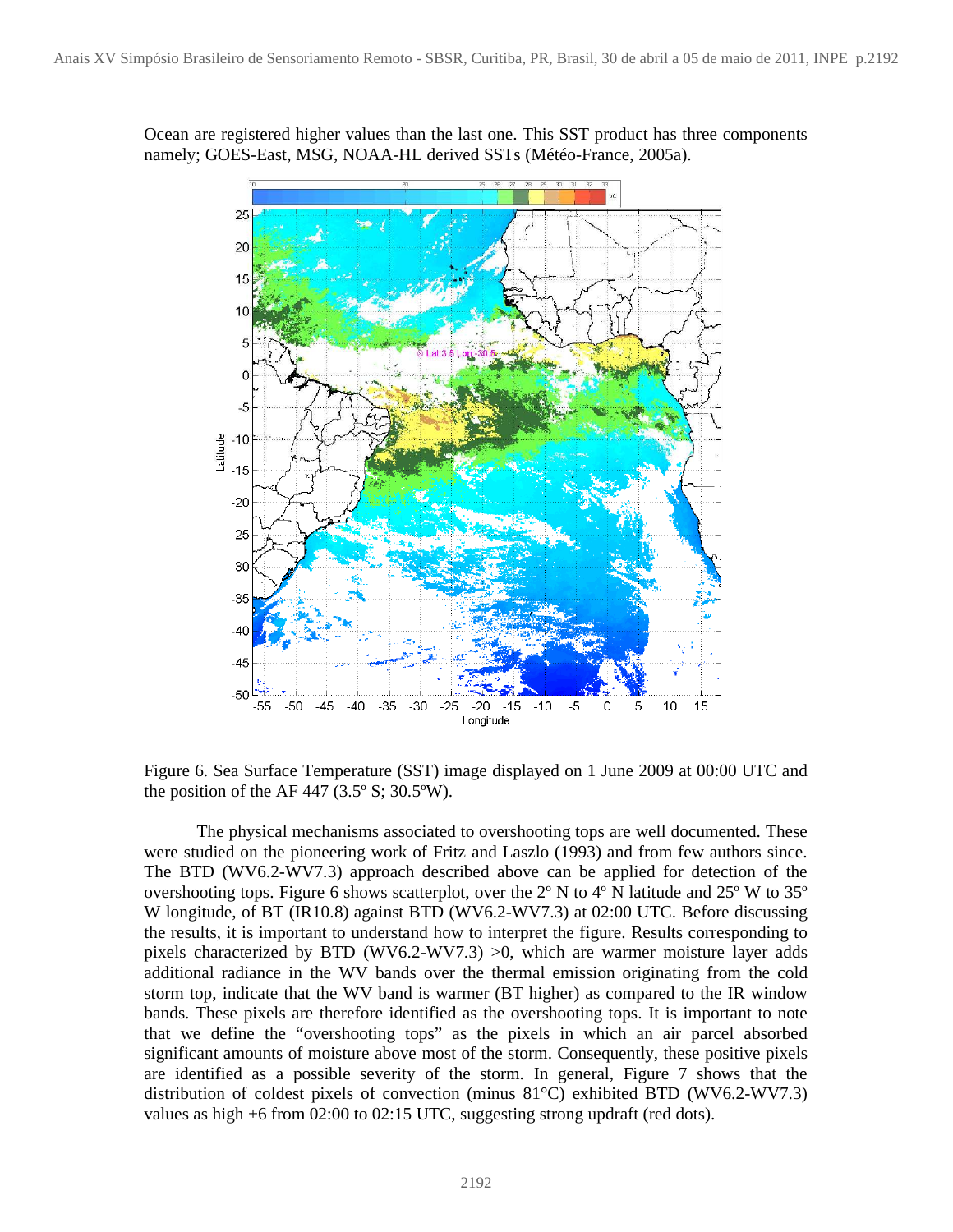Ocean are registered higher values than the last one. This SST product has three components namely; GOES-East, MSG, NOAA-HL derived SSTs (Météo-France, 2005a).

Figure 6. Sea Surface Temperature (SST) image displayed on 1 June 2009 at 00:00 UTC and the position of the AF 447 (3.5º S; 30.5ºW).

The physical mechanisms associated to overshooting tops are well documented. These were studied on the pioneering work of Fritz and Laszlo (1993) and from few authors since. The BTD (WV6.2-WV7.3) approach described above can be applied for detection of the overshooting tops. Figure 6 shows scatterplot, over the 2º N to 4º N latitude and 25º W to 35º W longitude, of BT (IR10.8) against BTD (WV6.2-WV7.3) at 02:00 UTC. Before discussing the results, it is important to understand how to interpret the figure. Results corresponding to pixels characterized by BTD (WV6.2-WV7.3) >0, which are warmer moisture layer adds additional radiance in the WV bands over the thermal emission originating from the cold storm top, indicate that the WV band is warmer (BT higher) as compared to the IR window bands. These pixels are therefore identified as the overshooting tops. It is important to note that we define the "overshooting tops" as the pixels in which an air parcel absorbed significant amounts of moisture above most of the storm. Consequently, these positive pixels are identified as a possible severity of the storm. In general, Figure 7 shows that the distribution of coldest pixels of convection (minus 81°C) exhibited BTD (WV6.2-WV7.3) values as high +6 from 02:00 to 02:15 UTC, suggesting strong updraft (red dots).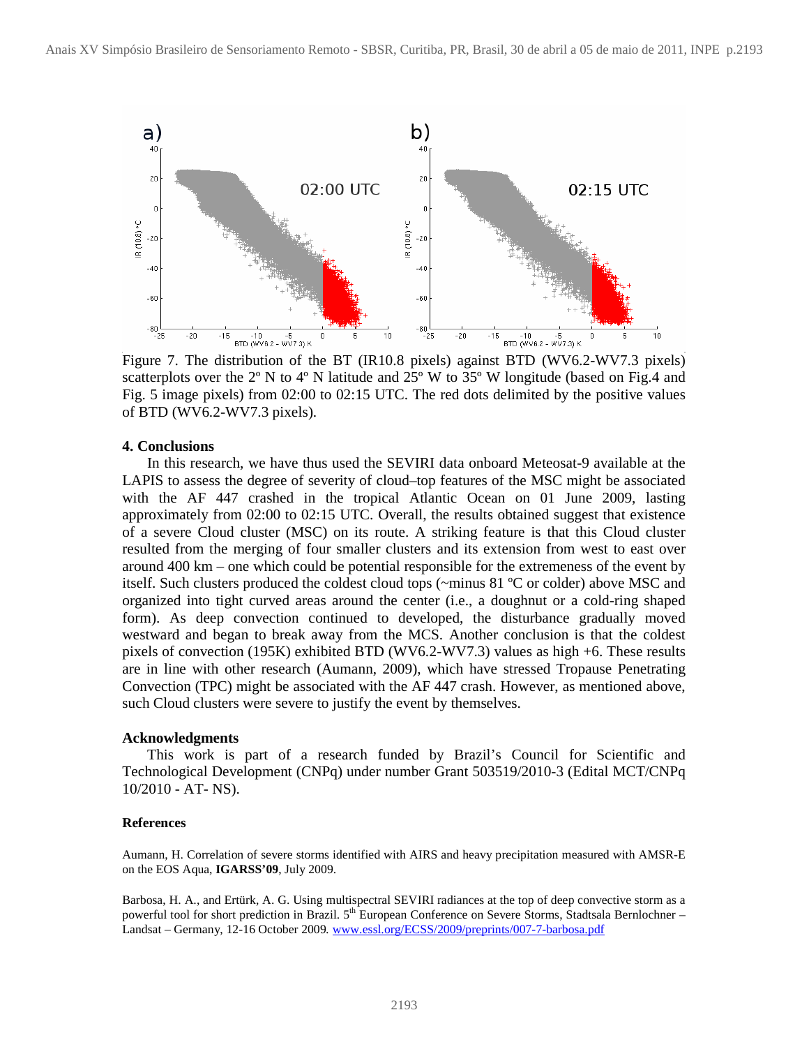Figure 7. The distribution of the BT (IR10.8 pixels) against BTD (WV6.2-WV7.3 pixels) scatterplots over the 2º N to 4º N latitude and 25º W to 35º W longitude (based on Fig.4 and Fig. 5 image pixels) from 02:00 to 02:15 UTC. The red dots delimited by the positive values of BTD (WV6.2-WV7.3 pixels).

## 4. Conclusions

In this research, we have thus used the SEVIRI data onboard Meteosat-9 available at the LAPIS to assess the degree of severity of cloud–top features of the MSC might be associated with the AF 447 crashed in the tropical Atlantic Ocean on 01 June 2009, lasting approximately from 02:00 to 02:15 UTC. Overall, the results obtained suggest that existence of a severe Cloud cluster (MSC) on its route. A striking feature is that this Cloud cluster resulted from the merging of four smaller clusters and its extension from west to east over around 400 km – one which could be potential responsible for the extremeness of the event by itself. Such clusters produced the coldest cloud tops (~minus 81 ºC or colder) above MSC and organized into tight curved areas around the center (i.e., a doughnut or a cold-ring shaped form). As deep convection continued to developed, the disturbance gradually moved westward and began to break away from the MCS. Another conclusion is that the coldest pixels of convection (195K) exhibited BTD (WV6.2-WV7.3) values as high +6. These results are in line with other research (Aumann, 2009), which have stressed Tropause Penetrating Convection (TPC) might be associated with the AF 447 crash. However, as mentioned above, such Cloud clusters were severe to justify the event by themselves.

## Acknowledgments

This work is part of a research funded by Brazil's Council for Scientific and Technological Development (CNPq) under number Grant 503519/2010-3 (Edital MCT/CNPq 10/2010 - AT- NS).

## References

Aumann, H. Correlation of severe storms identified with AIRS and heavy precipitation measured with AMSR-E on the EOS Aqua, **IGARSS'09**, July 2009.

Barbosa, H. A., and Ertürk, A. G. Using multispectral SEVIRI radiances at the top of deep convective storm as a powerful tool for short prediction in Brazil. 5th European Conference on Severe Storms, Stadtsala Bernlochner – Landsat – Germany, 12-16 October 2009. www.essl.org/ECSS/2009/preprints/007-7-barbosa.pdf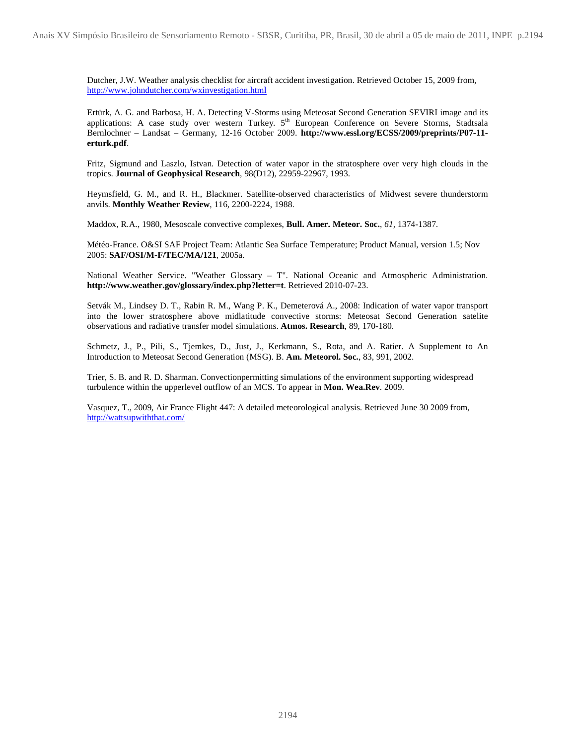Dutcher, J.W. Weather analysis checklist for aircraft accident investigation. Retrieved October 15, 2009 from, http://www.johndutcher.com/wxinvestigation.html

Ertürk, A. G. and Barbosa, H. A. Detecting V-Storms using Meteosat Second Generation SEVIRI image and its applications: A case study over western Turkey. 5th European Conference on Severe Storms, Stadtsala Bernlochner – Landsat – Germany, 12-16 October 2009. **http://www.essl.org/ECSS/2009/preprints/P07-11-erturk.pdf**.

Fritz, Sigmund and Laszlo, Istvan. Detection of water vapor in the stratosphere over very high clouds in the tropics. **Journal of Geophysical Research**, 98(D12), 22959-22967, 1993.

Heymsfield, G. M., and R. H., Blackmer. Satellite-observed characteristics of Midwest severe thunderstorm anvils. **Monthly Weather Review**, 116, 2200-2224, 1988.

Maddox, R.A., 1980, Mesoscale convective complexes, **Bull. Amer. Meteor. Soc.**, *61*, 1374-1387.

Météo-France. O&SI SAF Project Team: Atlantic Sea Surface Temperature; Product Manual, version 1.5; Nov 2005: **SAF/OSI/M-F/TEC/MA/121**, 2005a.

National Weather Service. "Weather Glossary – T". National Oceanic and Atmospheric Administration. **http://www.weather.gov/glossary/index.php?letter=t**. Retrieved 2010-07-23.

Setvák M., Lindsey D. T., Rabin R. M., Wang P. K., Demeterová A., 2008: Indication of water vapor transport into the lower stratosphere above midlatitude convective storms: Meteosat Second Generation satelite observations and radiative transfer model simulations. **Atmos. Research**, 89, 170-180.

Schmetz, J., P., Pili, S., Tjemkes, D., Just, J., Kerkmann, S., Rota, and A. Ratier. A Supplement to An Introduction to Meteosat Second Generation (MSG). B. **Am. Meteorol. Soc.**, 83, 991, 2002.

Trier, S. B. and R. D. Sharman. Convectionpermitting simulations of the environment supporting widespread turbulence within the upperlevel outflow of an MCS. To appear in **Mon. Wea.Rev**. 2009.

Vasquez, T., 2009, Air France Flight 447: A detailed meteorological analysis. Retrieved June 30 2009 from, http://wattsupwiththat.com/